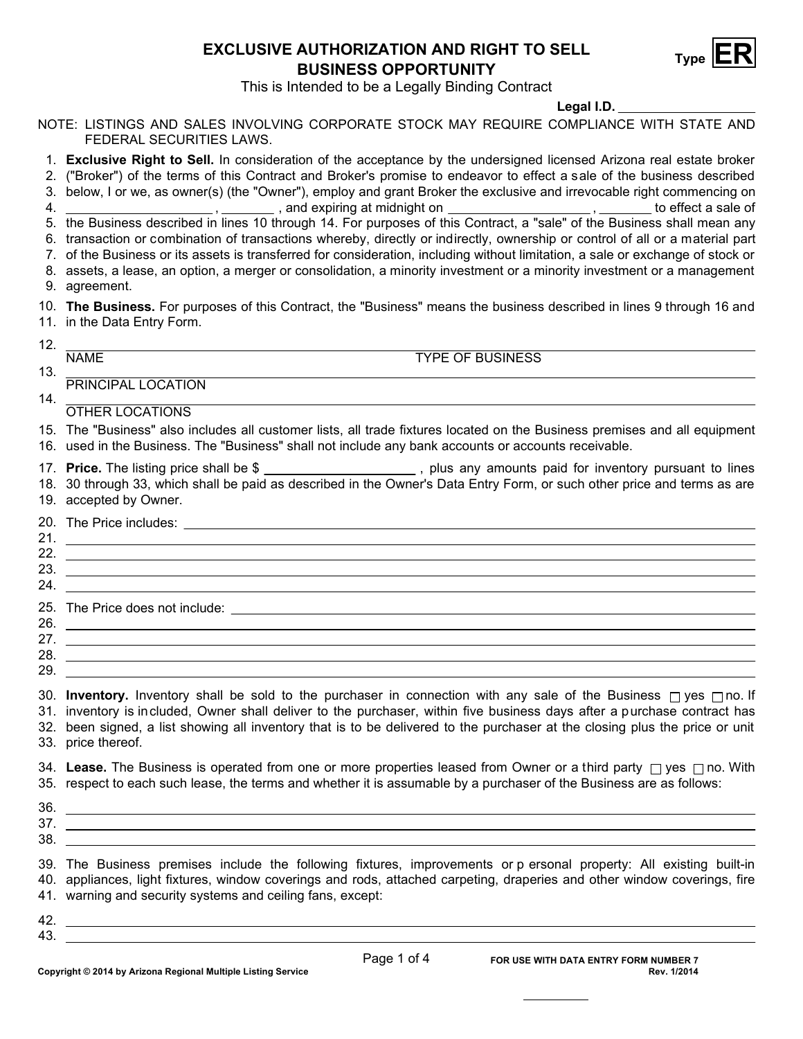# EXCLUSIVE AUTHORIZATION AND RIGHT TO SELL BUSINESS OPPORTUNITY

Type **ER**

This is Intended to be a Legally Binding Contract

**Legal I.D.** ____________________

NOTE: LISTINGS AND SALES INVOLVING CORPORATE STOCK MAY REQUIRE COMPLIANCE WITH STATE AND FEDERAL SECURITIES LAWS.

1. **Exclusive Right to Sell.** In consideration of the acceptance by the undersigned licensed Arizona real estate broker
2. ("Broker") of the terms of this Contract and Broker's promise to endeavor to effect a sale of the business described
3. below, I or we, as owner(s) (the "Owner"), employ and grant Broker the exclusive and irrevocable right commencing on
4. ____________________ , ________ , and expiring at midnight on ____________________ , ________ to effect a sale of
5. the Business described in lines 10 through 14. For purposes of this Contract, a "sale" of the Business shall mean any
6. transaction or combination of transactions whereby, directly or indirectly, ownership or control of all or a material part
7. of the Business or its assets is transferred for consideration, including without limitation, a sale or exchange of stock or
8. assets, a lease, an option, a merger or consolidation, a minority investment or a minority investment or a management
9. agreement.
10. **The Business.** For purposes of this Contract, the "Business" means the business described in lines 9 through 16 and
11. in the Data Entry Form.
12. ______________________________________________________________________
    NAME TYPE OF BUSINESS
13. ______________________________________________________________________
    PRINCIPAL LOCATION
14. ______________________________________________________________________
    OTHER LOCATIONS
15. The "Business" also includes all customer lists, all trade fixtures located on the Business premises and all equipment
16. used in the Business. The "Business" shall not include any bank accounts or accounts receivable.
17. **Price.** The listing price shall be $ ____________________ , plus any amounts paid for inventory pursuant to lines
18. 30 through 33, which shall be paid as described in the Owner's Data Entry Form, or such other price and terms as are
19. accepted by Owner.
20. The Price includes: ______________________________________________________________________
21. ______________________________________________________________________
22. ______________________________________________________________________
23. ______________________________________________________________________
24. ______________________________________________________________________
25. The Price does not include: ______________________________________________________________________
26. ______________________________________________________________________
27. ______________________________________________________________________
28. ______________________________________________________________________
29. ______________________________________________________________________
30. **Inventory.** Inventory shall be sold to the purchaser in connection with any sale of the Business ☐ yes ☐ no. If
31. inventory is included, Owner shall deliver to the purchaser, within five business days after a purchase contract has
32. been signed, a list showing all inventory that is to be delivered to the purchaser at the closing plus the price or unit
33. price thereof.
34. **Lease.** The Business is operated from one or more properties leased from Owner or a third party ☐ yes ☐ no. With
35. respect to each such lease, the terms and whether it is assumable by a purchaser of the Business are as follows:
36. ______________________________________________________________________
37. ______________________________________________________________________
38. ______________________________________________________________________
39. The Business premises include the following fixtures, improvements or personal property: All existing built-in
40. appliances, light fixtures, window coverings and rods, attached carpeting, draperies and other window coverings, fire
41. warning and security systems and ceiling fans, except:
42. ______________________________________________________________________
43. ______________________________________________________________________

FOR USE WITH DATA ENTRY FORM NUMBER 7 Rev. 1/2014

Copyright © 2014 by Arizona Regional Multiple Listing Service

__________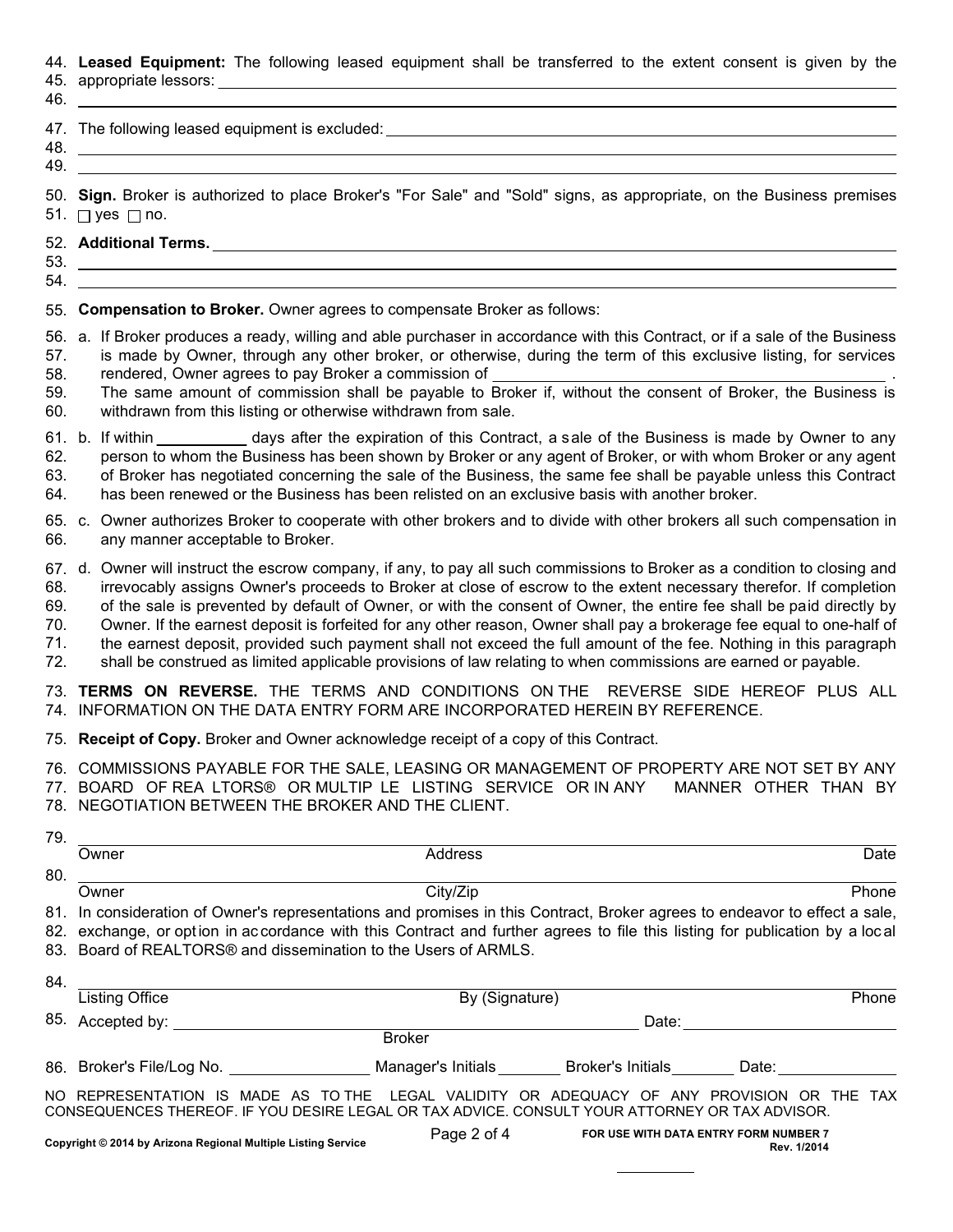44. **Leased Equipment:** The following leased equipment shall be transferred to the extent consent is given by the
45. appropriate lessors: ______________________________
46. ______________________________

47. The following leased equipment is excluded: ______________________________
48. ______________________________
49. ______________________________

50. **Sign.** Broker is authorized to place Broker's "For Sale" and "Sold" signs, as appropriate, on the Business premises
51. ☐ yes ☐ no.

52. **Additional Terms.** ______________________________
53. ______________________________
54. ______________________________

55. **Compensation to Broker.** Owner agrees to compensate Broker as follows:

56. a. If Broker produces a ready, willing and able purchaser in accordance with this Contract, or if a sale of the Business
57. is made by Owner, through any other broker, or otherwise, during the term of this exclusive listing, for services
58. rendered, Owner agrees to pay Broker a commission of ______________________________ .
59. The same amount of commission shall be payable to Broker if, without the consent of Broker, the Business is
60. withdrawn from this listing or otherwise withdrawn from sale.

61. b. If within __________ days after the expiration of this Contract, a sale of the Business is made by Owner to any
62. person to whom the Business has been shown by Broker or any agent of Broker, or with whom Broker or any agent
63. of Broker has negotiated concerning the sale of the Business, the same fee shall be payable unless this Contract
64. has been renewed or the Business has been relisted on an exclusive basis with another broker.

65. c. Owner authorizes Broker to cooperate with other brokers and to divide with other brokers all such compensation in
66. any manner acceptable to Broker.

67. d. Owner will instruct the escrow company, if any, to pay all such commissions to Broker as a condition to closing and
68. irrevocably assigns Owner's proceeds to Broker at close of escrow to the extent necessary therefor. If completion
69. of the sale is prevented by default of Owner, or with the consent of Owner, the entire fee shall be paid directly by
70. Owner. If the earnest deposit is forfeited for any other reason, Owner shall pay a brokerage fee equal to one-half of
71. the earnest deposit, provided such payment shall not exceed the full amount of the fee. Nothing in this paragraph
72. shall be construed as limited applicable provisions of law relating to when commissions are earned or payable.

73. **TERMS ON REVERSE.** THE TERMS AND CONDITIONS ON THE REVERSE SIDE HEREOF PLUS ALL
74. INFORMATION ON THE DATA ENTRY FORM ARE INCORPORATED HEREIN BY REFERENCE.

75. **Receipt of Copy.** Broker and Owner acknowledge receipt of a copy of this Contract.

76. COMMISSIONS PAYABLE FOR THE SALE, LEASING OR MANAGEMENT OF PROPERTY ARE NOT SET BY ANY
77. BOARD OF REALTORS® OR MULTIPLE LISTING SERVICE OR IN ANY MANNER OTHER THAN BY
78. NEGOTIATION BETWEEN THE BROKER AND THE CLIENT.

79. ______________________________
Owner — Address — Date

80. ______________________________
Owner — City/Zip — Phone

81. In consideration of Owner's representations and promises in this Contract, Broker agrees to endeavor to effect a sale,
82. exchange, or option in accordance with this Contract and further agrees to file this listing for publication by a local
83. Board of REALTORS® and dissemination to the Users of ARMLS.

84. ______________________________
Listing Office — By (Signature) — Phone

85. Accepted by: ______________________________ Date: ______________
Broker

86. Broker's File/Log No. ______________ Manager's Initials ________ Broker's Initials ________ Date: ______________

NO REPRESENTATION IS MADE AS TO THE LEGAL VALIDITY OR ADEQUACY OF ANY PROVISION OR THE TAX CONSEQUENCES THEREOF. IF YOU DESIRE LEGAL OR TAX ADVICE. CONSULT YOUR ATTORNEY OR TAX ADVISOR.

Copyright © 2014 by Arizona Regional Multiple Listing Service

FOR USE WITH DATA ENTRY FORM NUMBER 7
Rev. 1/2014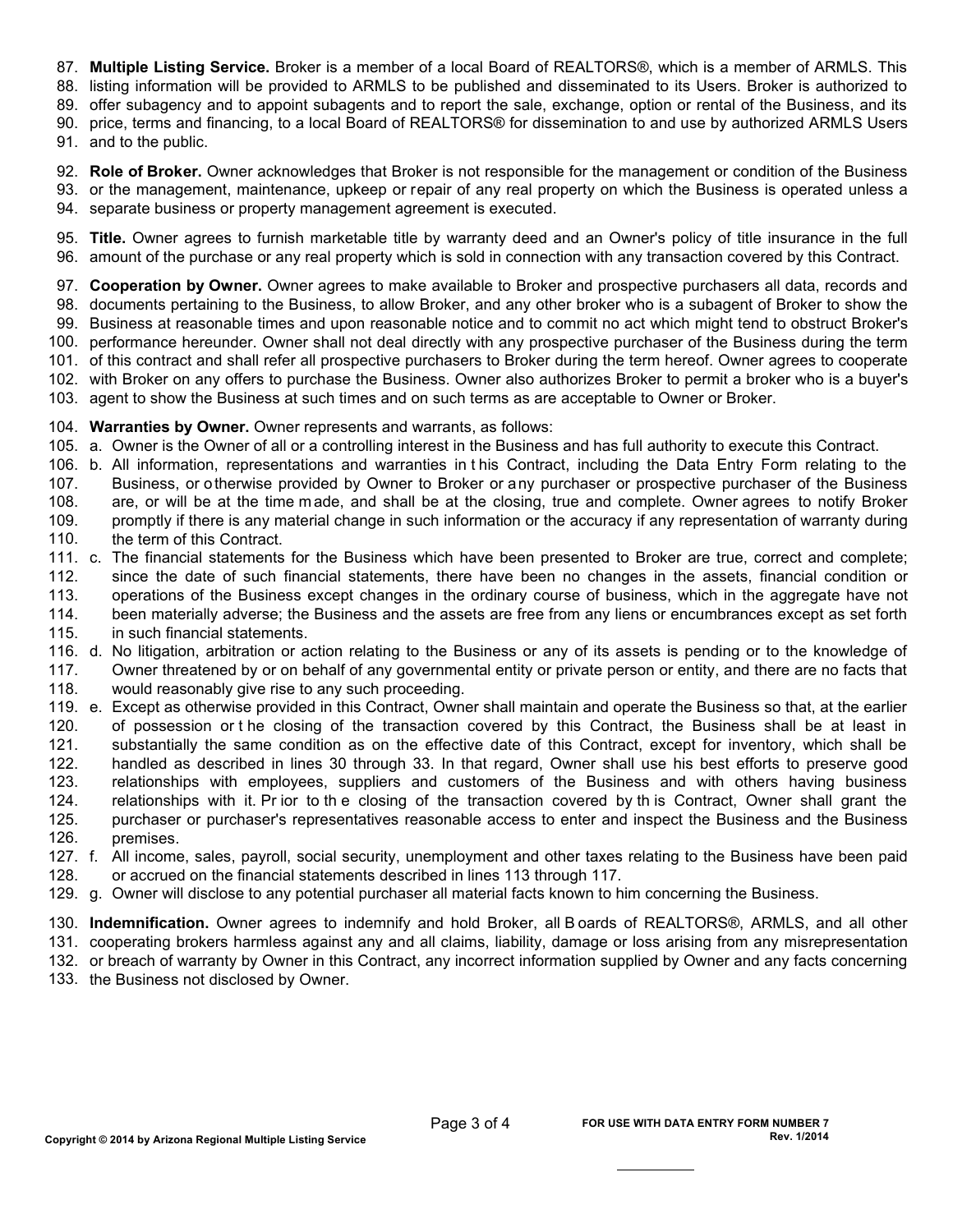87. **Multiple Listing Service.** Broker is a member of a local Board of REALTORS®, which is a member of ARMLS. This
88. listing information will be provided to ARMLS to be published and disseminated to its Users. Broker is authorized to
89. offer subagency and to appoint subagents and to report the sale, exchange, option or rental of the Business, and its
90. price, terms and financing, to a local Board of REALTORS® for dissemination to and use by authorized ARMLS Users
91. and to the public.

92. **Role of Broker.** Owner acknowledges that Broker is not responsible for the management or condition of the Business
93. or the management, maintenance, upkeep or repair of any real property on which the Business is operated unless a
94. separate business or property management agreement is executed.

95. **Title.** Owner agrees to furnish marketable title by warranty deed and an Owner's policy of title insurance in the full
96. amount of the purchase or any real property which is sold in connection with any transaction covered by this Contract.

97. **Cooperation by Owner.** Owner agrees to make available to Broker and prospective purchasers all data, records and
98. documents pertaining to the Business, to allow Broker, and any other broker who is a subagent of Broker to show the
99. Business at reasonable times and upon reasonable notice and to commit no act which might tend to obstruct Broker's
100. performance hereunder. Owner shall not deal directly with any prospective purchaser of the Business during the term
101. of this contract and shall refer all prospective purchasers to Broker during the term hereof. Owner agrees to cooperate
102. with Broker on any offers to purchase the Business. Owner also authorizes Broker to permit a broker who is a buyer's
103. agent to show the Business at such times and on such terms as are acceptable to Owner or Broker.

104. **Warranties by Owner.** Owner represents and warrants, as follows:
105. a. Owner is the Owner of all or a controlling interest in the Business and has full authority to execute this Contract.
106. b. All information, representations and warranties in this Contract, including the Data Entry Form relating to the
107. Business, or otherwise provided by Owner to Broker or any purchaser or prospective purchaser of the Business
108. are, or will be at the time made, and shall be at the closing, true and complete. Owner agrees to notify Broker
109. promptly if there is any material change in such information or the accuracy if any representation of warranty during
110. the term of this Contract.
111. c. The financial statements for the Business which have been presented to Broker are true, correct and complete;
112. since the date of such financial statements, there have been no changes in the assets, financial condition or
113. operations of the Business except changes in the ordinary course of business, which in the aggregate have not
114. been materially adverse; the Business and the assets are free from any liens or encumbrances except as set forth
115. in such financial statements.
116. d. No litigation, arbitration or action relating to the Business or any of its assets is pending or to the knowledge of
117. Owner threatened by or on behalf of any governmental entity or private person or entity, and there are no facts that
118. would reasonably give rise to any such proceeding.
119. e. Except as otherwise provided in this Contract, Owner shall maintain and operate the Business so that, at the earlier
120. of possession or the closing of the transaction covered by this Contract, the Business shall be at least in
121. substantially the same condition as on the effective date of this Contract, except for inventory, which shall be
122. handled as described in lines 30 through 33. In that regard, Owner shall use his best efforts to preserve good
123. relationships with employees, suppliers and customers of the Business and with others having business
124. relationships with it. Prior to the closing of the transaction covered by this Contract, Owner shall grant the
125. purchaser or purchaser's representatives reasonable access to enter and inspect the Business and the Business
126. premises.
127. f. All income, sales, payroll, social security, unemployment and other taxes relating to the Business have been paid
128. or accrued on the financial statements described in lines 113 through 117.
129. g. Owner will disclose to any potential purchaser all material facts known to him concerning the Business.

130. **Indemnification.** Owner agrees to indemnify and hold Broker, all Boards of REALTORS®, ARMLS, and all other
131. cooperating brokers harmless against any and all claims, liability, damage or loss arising from any misrepresentation
132. or breach of warranty by Owner in this Contract, any incorrect information supplied by Owner and any facts concerning
133. the Business not disclosed by Owner.

FOR USE WITH DATA ENTRY FORM NUMBER 7
Rev. 1/2014

Copyright © 2014 by Arizona Regional Multiple Listing Service

__________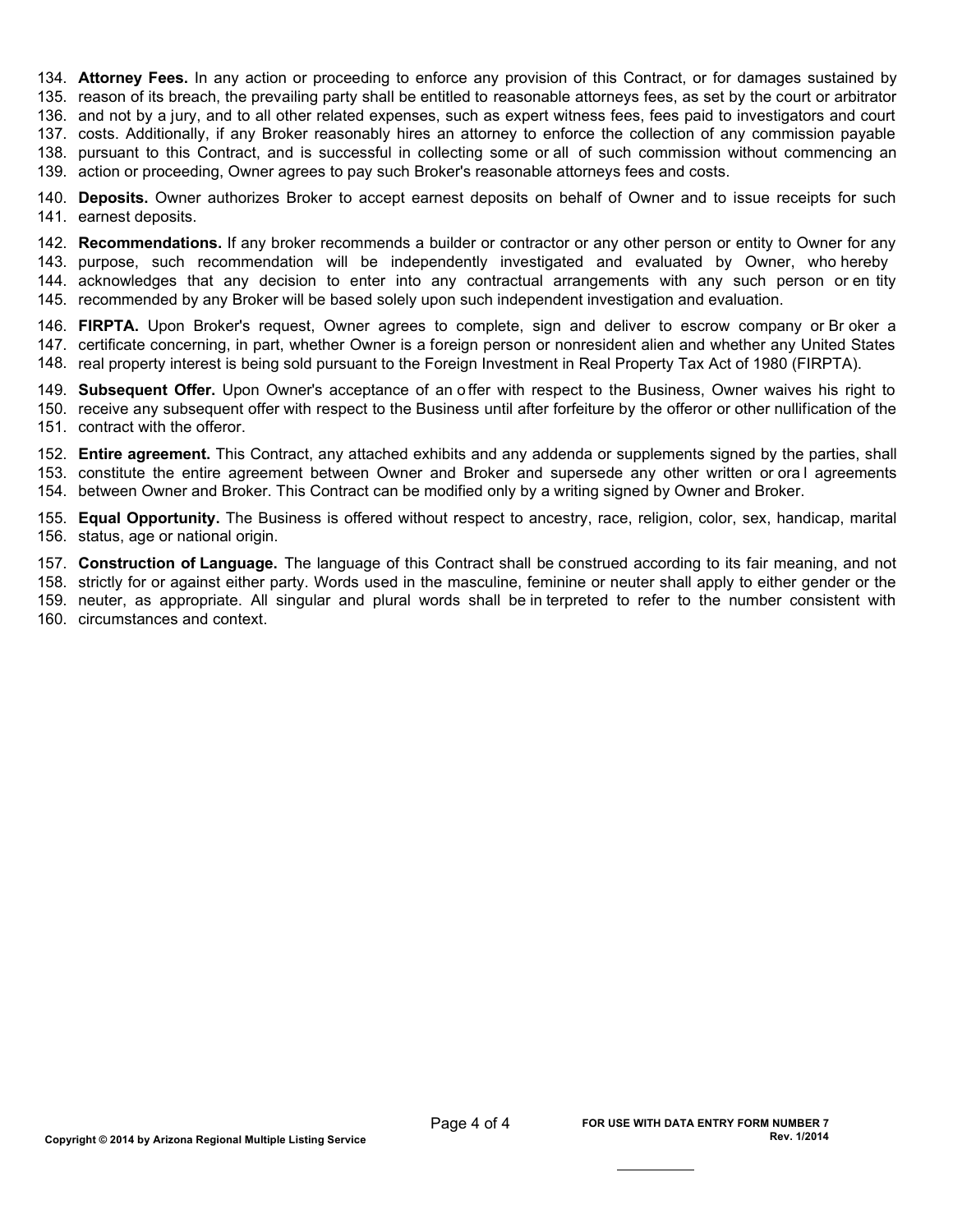134. **Attorney Fees.** In any action or proceeding to enforce any provision of this Contract, or for damages sustained by
135. reason of its breach, the prevailing party shall be entitled to reasonable attorneys fees, as set by the court or arbitrator
136. and not by a jury, and to all other related expenses, such as expert witness fees, fees paid to investigators and court
137. costs. Additionally, if any Broker reasonably hires an attorney to enforce the collection of any commission payable
138. pursuant to this Contract, and is successful in collecting some or all of such commission without commencing an
139. action or proceeding, Owner agrees to pay such Broker's reasonable attorneys fees and costs.

140. **Deposits.** Owner authorizes Broker to accept earnest deposits on behalf of Owner and to issue receipts for such
141. earnest deposits.

142. **Recommendations.** If any broker recommends a builder or contractor or any other person or entity to Owner for any
143. purpose, such recommendation will be independently investigated and evaluated by Owner, who hereby
144. acknowledges that any decision to enter into any contractual arrangements with any such person or entity
145. recommended by any Broker will be based solely upon such independent investigation and evaluation.

146. **FIRPTA.** Upon Broker's request, Owner agrees to complete, sign and deliver to escrow company or Broker a
147. certificate concerning, in part, whether Owner is a foreign person or nonresident alien and whether any United States
148. real property interest is being sold pursuant to the Foreign Investment in Real Property Tax Act of 1980 (FIRPTA).

149. **Subsequent Offer.** Upon Owner's acceptance of an offer with respect to the Business, Owner waives his right to
150. receive any subsequent offer with respect to the Business until after forfeiture by the offeror or other nullification of the
151. contract with the offeror.

152. **Entire agreement.** This Contract, any attached exhibits and any addenda or supplements signed by the parties, shall
153. constitute the entire agreement between Owner and Broker and supersede any other written or oral agreements
154. between Owner and Broker. This Contract can be modified only by a writing signed by Owner and Broker.

155. **Equal Opportunity.** The Business is offered without respect to ancestry, race, religion, color, sex, handicap, marital
156. status, age or national origin.

157. **Construction of Language.** The language of this Contract shall be construed according to its fair meaning, and not
158. strictly for or against either party. Words used in the masculine, feminine or neuter shall apply to either gender or the
159. neuter, as appropriate. All singular and plural words shall be interpreted to refer to the number consistent with
160. circumstances and context.

FOR USE WITH DATA ENTRY FORM NUMBER 7
Rev. 1/2014

Copyright © 2014 by Arizona Regional Multiple Listing Service